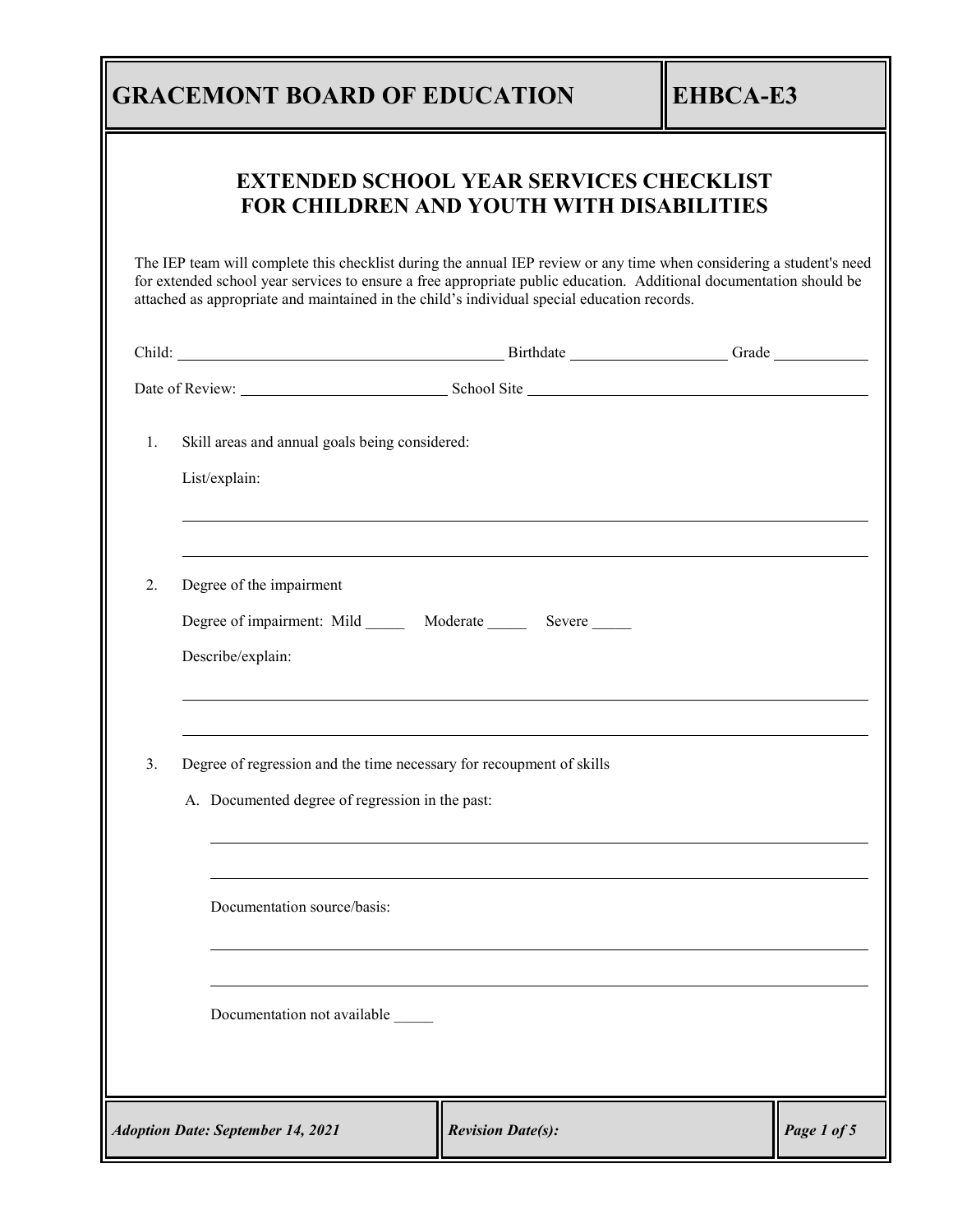# GRACEMONT BOARD OF EDUCATION

# EHBCA-E3

## EXTENDED SCHOOL YEAR SERVICES CHECKLIST FOR CHILDREN AND YOUTH WITH DISABILITIES

The IEP team will complete this checklist during the annual IEP review or any time when considering a student's need for extended school year services to ensure a free appropriate public education. Additional documentation should be attached as appropriate and maintained in the child's individual special education records.

Child: ______________________________ Birthdate ______________ Grade _________

Date of Review: ____________________ School Site ________________________________

1. Skill areas and annual goals being considered:

   List/explain:

   ______________________________________________________________________

   ______________________________________________________________________

2. Degree of the impairment

   Degree of impairment: Mild _____ Moderate _____ Severe _____

   Describe/explain:

   ______________________________________________________________________

   ______________________________________________________________________

3. Degree of regression and the time necessary for recoupment of skills

   A. Documented degree of regression in the past:

   ______________________________________________________________________

   ______________________________________________________________________

   Documentation source/basis:

   ______________________________________________________________________

   ______________________________________________________________________

   Documentation not available _____

*Adoption Date: September 14, 2021*

*Revision Date(s):*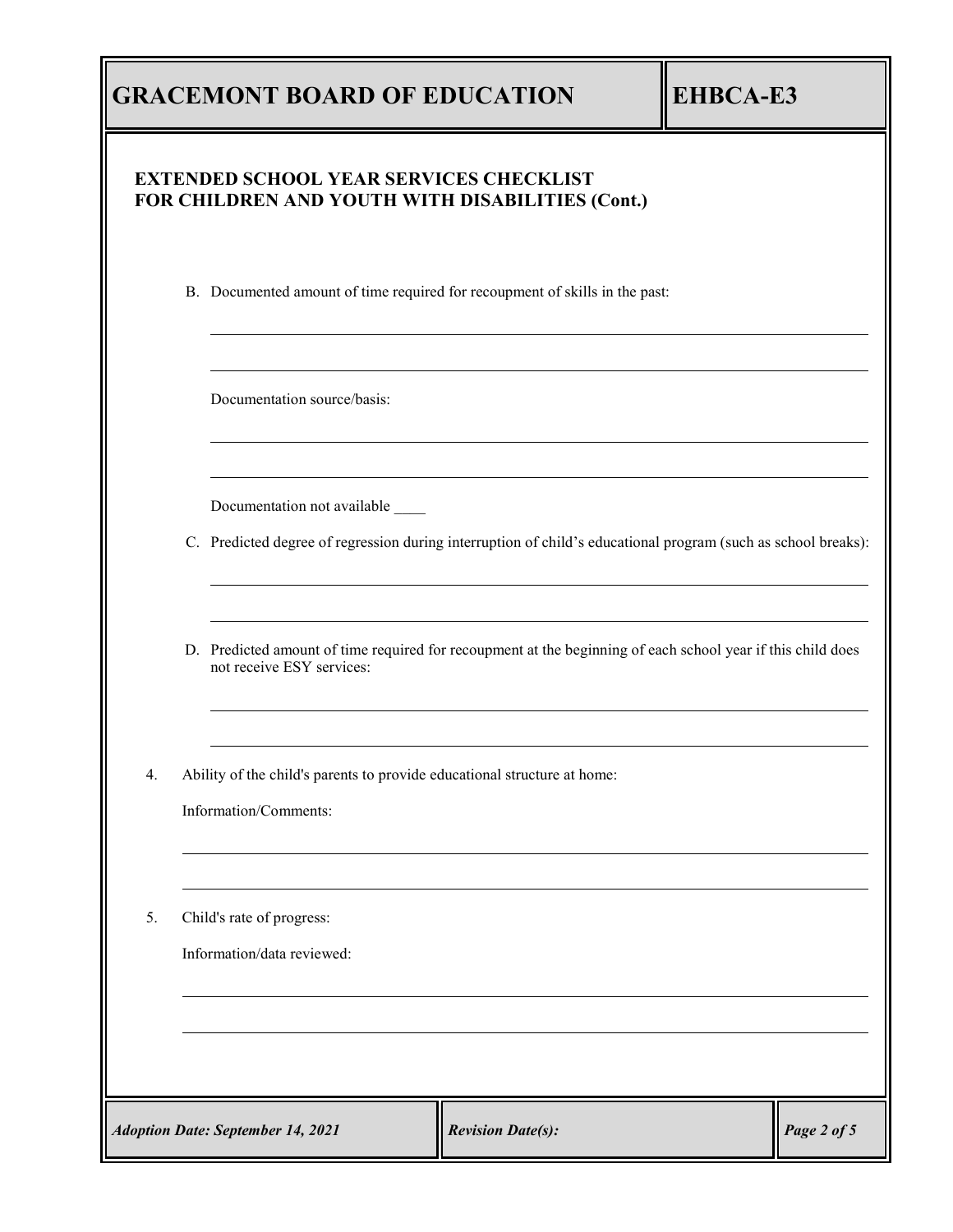**EXTENDED SCHOOL YEAR SERVICES CHECKLIST FOR CHILDREN AND YOUTH WITH DISABILITIES (Cont.)**

B. Documented amount of time required for recoupment of skills in the past:

\_\_\_\_\_\_\_\_\_\_\_\_\_\_\_\_\_\_\_\_\_\_\_\_\_\_\_\_\_\_\_\_\_\_\_\_\_\_\_\_\_\_\_\_\_\_\_\_\_\_\_\_\_\_\_\_\_\_\_\_

\_\_\_\_\_\_\_\_\_\_\_\_\_\_\_\_\_\_\_\_\_\_\_\_\_\_\_\_\_\_\_\_\_\_\_\_\_\_\_\_\_\_\_\_\_\_\_\_\_\_\_\_\_\_\_\_\_\_\_\_

Documentation source/basis:

\_\_\_\_\_\_\_\_\_\_\_\_\_\_\_\_\_\_\_\_\_\_\_\_\_\_\_\_\_\_\_\_\_\_\_\_\_\_\_\_\_\_\_\_\_\_\_\_\_\_\_\_\_\_\_\_\_\_\_\_

\_\_\_\_\_\_\_\_\_\_\_\_\_\_\_\_\_\_\_\_\_\_\_\_\_\_\_\_\_\_\_\_\_\_\_\_\_\_\_\_\_\_\_\_\_\_\_\_\_\_\_\_\_\_\_\_\_\_\_\_

Documentation not available \_\_\_\_

C. Predicted degree of regression during interruption of child's educational program (such as school breaks):

\_\_\_\_\_\_\_\_\_\_\_\_\_\_\_\_\_\_\_\_\_\_\_\_\_\_\_\_\_\_\_\_\_\_\_\_\_\_\_\_\_\_\_\_\_\_\_\_\_\_\_\_\_\_\_\_\_\_\_\_

\_\_\_\_\_\_\_\_\_\_\_\_\_\_\_\_\_\_\_\_\_\_\_\_\_\_\_\_\_\_\_\_\_\_\_\_\_\_\_\_\_\_\_\_\_\_\_\_\_\_\_\_\_\_\_\_\_\_\_\_

D. Predicted amount of time required for recoupment at the beginning of each school year if this child does not receive ESY services:

\_\_\_\_\_\_\_\_\_\_\_\_\_\_\_\_\_\_\_\_\_\_\_\_\_\_\_\_\_\_\_\_\_\_\_\_\_\_\_\_\_\_\_\_\_\_\_\_\_\_\_\_\_\_\_\_\_\_\_\_

\_\_\_\_\_\_\_\_\_\_\_\_\_\_\_\_\_\_\_\_\_\_\_\_\_\_\_\_\_\_\_\_\_\_\_\_\_\_\_\_\_\_\_\_\_\_\_\_\_\_\_\_\_\_\_\_\_\_\_\_

4. Ability of the child's parents to provide educational structure at home:

   Information/Comments:

   \_\_\_\_\_\_\_\_\_\_\_\_\_\_\_\_\_\_\_\_\_\_\_\_\_\_\_\_\_\_\_\_\_\_\_\_\_\_\_\_\_\_\_\_\_\_\_\_\_\_\_\_\_\_\_\_\_\_\_\_

   \_\_\_\_\_\_\_\_\_\_\_\_\_\_\_\_\_\_\_\_\_\_\_\_\_\_\_\_\_\_\_\_\_\_\_\_\_\_\_\_\_\_\_\_\_\_\_\_\_\_\_\_\_\_\_\_\_\_\_\_

5. Child's rate of progress:

   Information/data reviewed:

   \_\_\_\_\_\_\_\_\_\_\_\_\_\_\_\_\_\_\_\_\_\_\_\_\_\_\_\_\_\_\_\_\_\_\_\_\_\_\_\_\_\_\_\_\_\_\_\_\_\_\_\_\_\_\_\_\_\_\_\_

   \_\_\_\_\_\_\_\_\_\_\_\_\_\_\_\_\_\_\_\_\_\_\_\_\_\_\_\_\_\_\_\_\_\_\_\_\_\_\_\_\_\_\_\_\_\_\_\_\_\_\_\_\_\_\_\_\_\_\_\_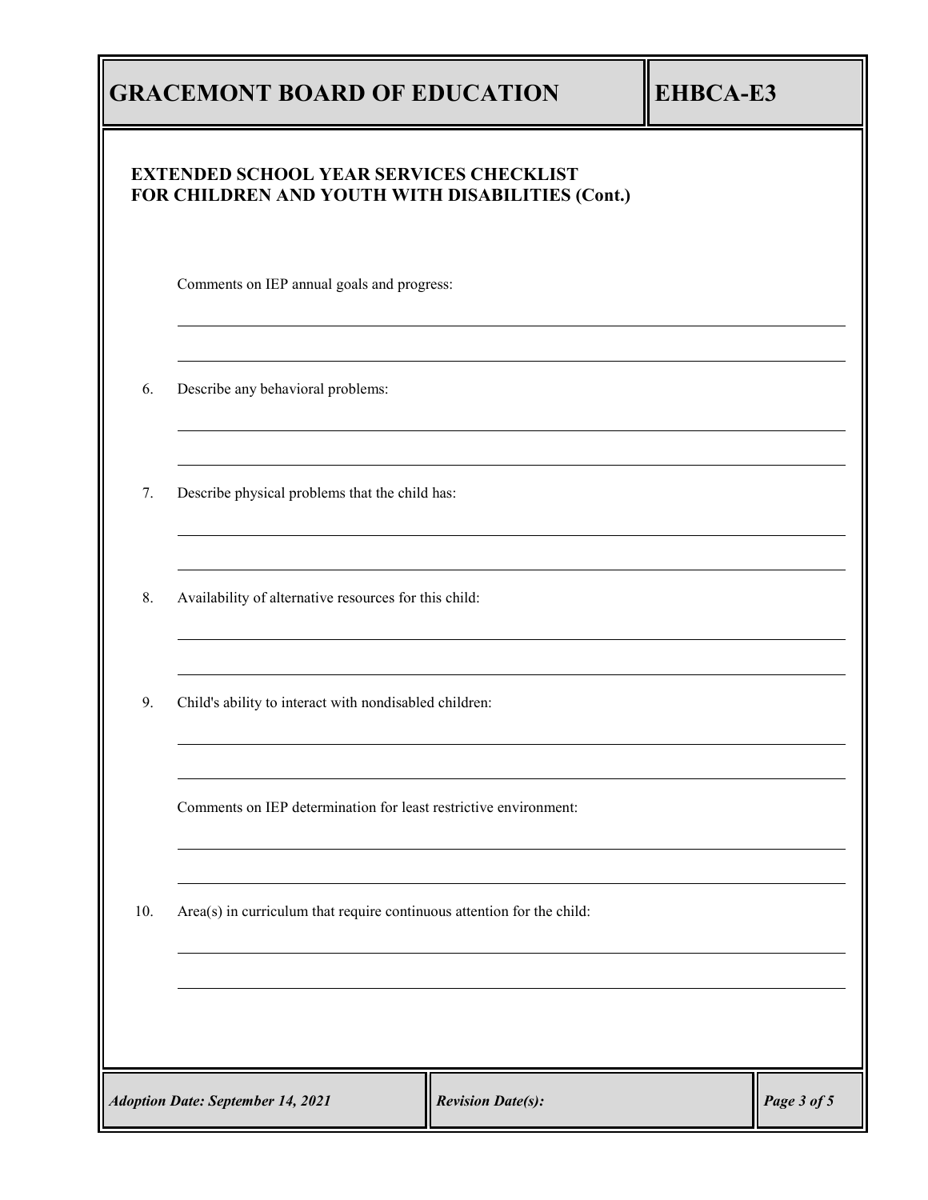# GRACEMONT BOARD OF EDUCATION

# EHBCA-E3

## EXTENDED SCHOOL YEAR SERVICES CHECKLIST FOR CHILDREN AND YOUTH WITH DISABILITIES (Cont.)

Comments on IEP annual goals and progress:

______________________________________________________________________

______________________________________________________________________

6. Describe any behavioral problems:

______________________________________________________________________

______________________________________________________________________

7. Describe physical problems that the child has:

______________________________________________________________________

______________________________________________________________________

8. Availability of alternative resources for this child:

______________________________________________________________________

______________________________________________________________________

9. Child's ability to interact with nondisabled children:

______________________________________________________________________

______________________________________________________________________

Comments on IEP determination for least restrictive environment:

______________________________________________________________________

______________________________________________________________________

10. Area(s) in curriculum that require continuous attention for the child:

______________________________________________________________________

______________________________________________________________________

*Adoption Date: September 14, 2021* | *Revision Date(s):*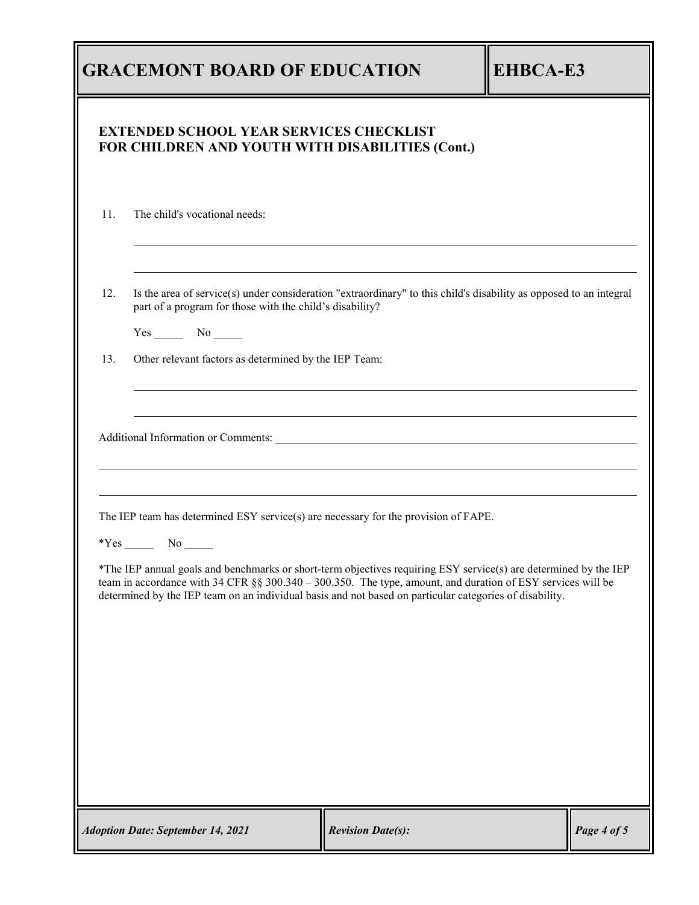**EXTENDED SCHOOL YEAR SERVICES CHECKLIST**
**FOR CHILDREN AND YOUTH WITH DISABILITIES (Cont.)**

11. The child's vocational needs:

_______________________________________________________________________________

_______________________________________________________________________________

12. Is the area of service(s) under consideration "extraordinary" to this child's disability as opposed to an integral part of a program for those with the child's disability?

    Yes _____ No _____

13. Other relevant factors as determined by the IEP Team:

_______________________________________________________________________________

_______________________________________________________________________________

Additional Information or Comments: ____________________________________________

_______________________________________________________________________________

_______________________________________________________________________________

The IEP team has determined ESY service(s) are necessary for the provision of FAPE.

*Yes _____ No _____

*The IEP annual goals and benchmarks or short-term objectives requiring ESY service(s) are determined by the IEP team in accordance with 34 CFR §§ 300.340 – 300.350. The type, amount, and duration of ESY services will be determined by the IEP team on an individual basis and not based on particular categories of disability.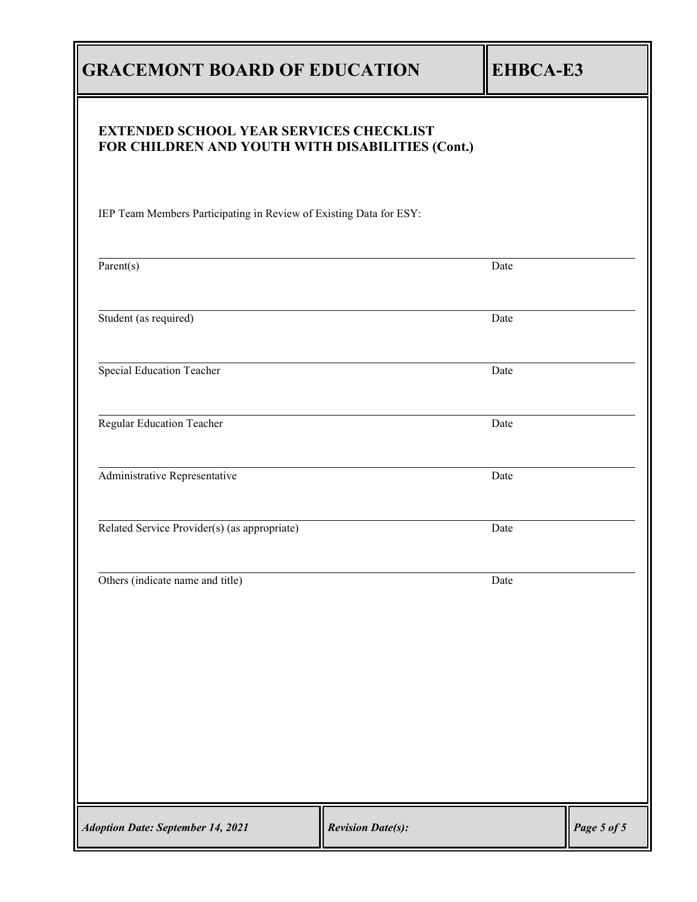**EXTENDED SCHOOL YEAR SERVICES CHECKLIST**
**FOR CHILDREN AND YOUTH WITH DISABILITIES (Cont.)**

IEP Team Members Participating in Review of Existing Data for ESY:

| | |
|---|---|
| Parent(s) | Date |
| Student (as required) | Date |
| Special Education Teacher | Date |
| Regular Education Teacher | Date |
| Administrative Representative | Date |
| Related Service Provider(s) (as appropriate) | Date |
| Others (indicate name and title) | Date |

*Adoption Date: September 14, 2021*

*Revision Date(s):*